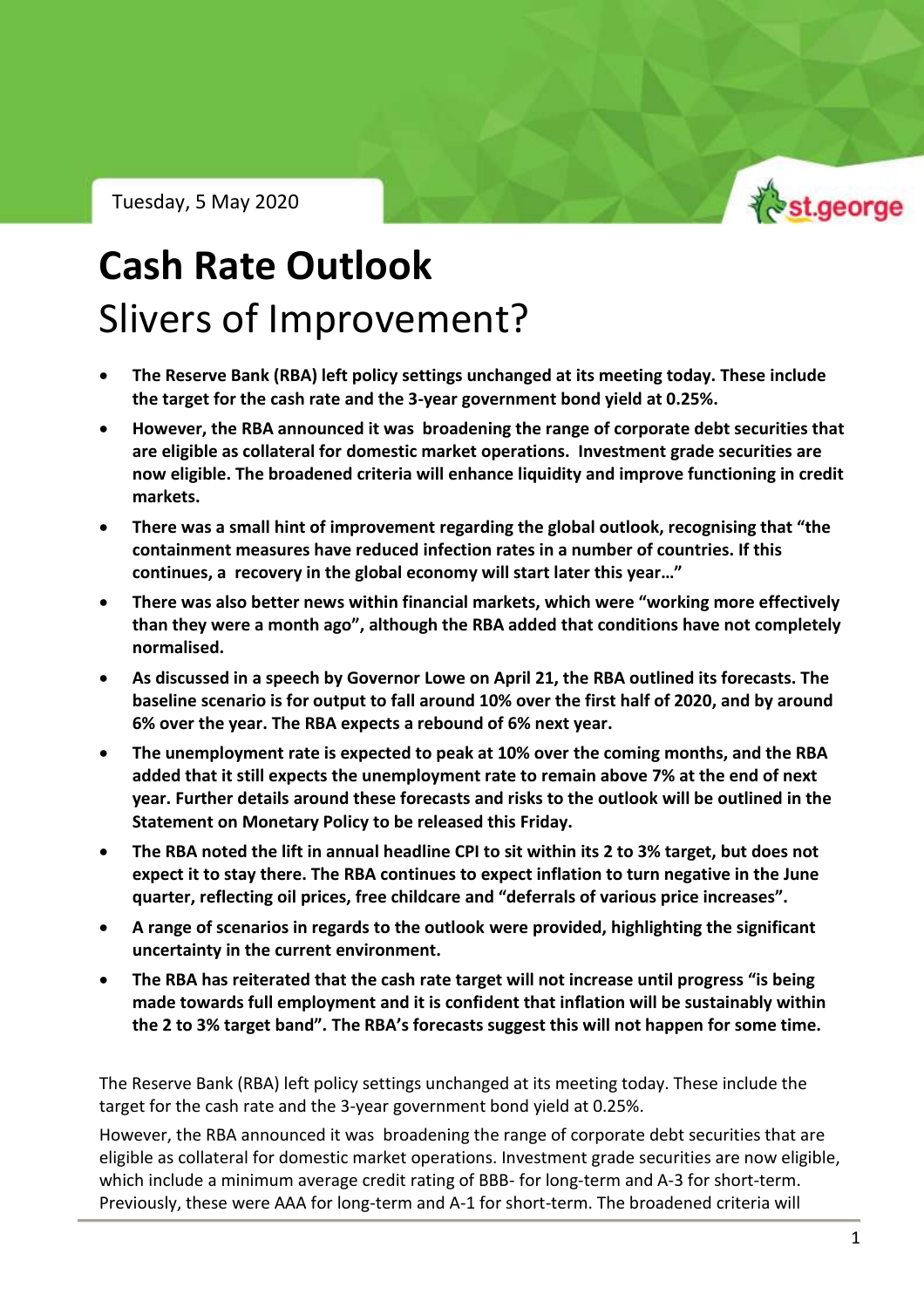Tuesday, 5 May 2020

# Cash Rate Outlook

## Slivers of Improvement?

- **The Reserve Bank (RBA) left policy settings unchanged at its meeting today. These include the target for the cash rate and the 3-year government bond yield at 0.25%.**
- **However, the RBA announced it was broadening the range of corporate debt securities that are eligible as collateral for domestic market operations. Investment grade securities are now eligible. The broadened criteria will enhance liquidity and improve functioning in credit markets.**
- **There was a small hint of improvement regarding the global outlook, recognising that "the containment measures have reduced infection rates in a number of countries. If this continues, a recovery in the global economy will start later this year…"**
- **There was also better news within financial markets, which were "working more effectively than they were a month ago", although the RBA added that conditions have not completely normalised.**
- **As discussed in a speech by Governor Lowe on April 21, the RBA outlined its forecasts. The baseline scenario is for output to fall around 10% over the first half of 2020, and by around 6% over the year. The RBA expects a rebound of 6% next year.**
- **The unemployment rate is expected to peak at 10% over the coming months, and the RBA added that it still expects the unemployment rate to remain above 7% at the end of next year. Further details around these forecasts and risks to the outlook will be outlined in the Statement on Monetary Policy to be released this Friday.**
- **The RBA noted the lift in annual headline CPI to sit within its 2 to 3% target, but does not expect it to stay there. The RBA continues to expect inflation to turn negative in the June quarter, reflecting oil prices, free childcare and "deferrals of various price increases".**
- **A range of scenarios in regards to the outlook were provided, highlighting the significant uncertainty in the current environment.**
- **The RBA has reiterated that the cash rate target will not increase until progress "is being made towards full employment and it is confident that inflation will be sustainably within the 2 to 3% target band". The RBA's forecasts suggest this will not happen for some time.**

The Reserve Bank (RBA) left policy settings unchanged at its meeting today. These include the target for the cash rate and the 3-year government bond yield at 0.25%.

However, the RBA announced it was broadening the range of corporate debt securities that are eligible as collateral for domestic market operations. Investment grade securities are now eligible, which include a minimum average credit rating of BBB- for long-term and A-3 for short-term. Previously, these were AAA for long-term and A-1 for short-term. The broadened criteria will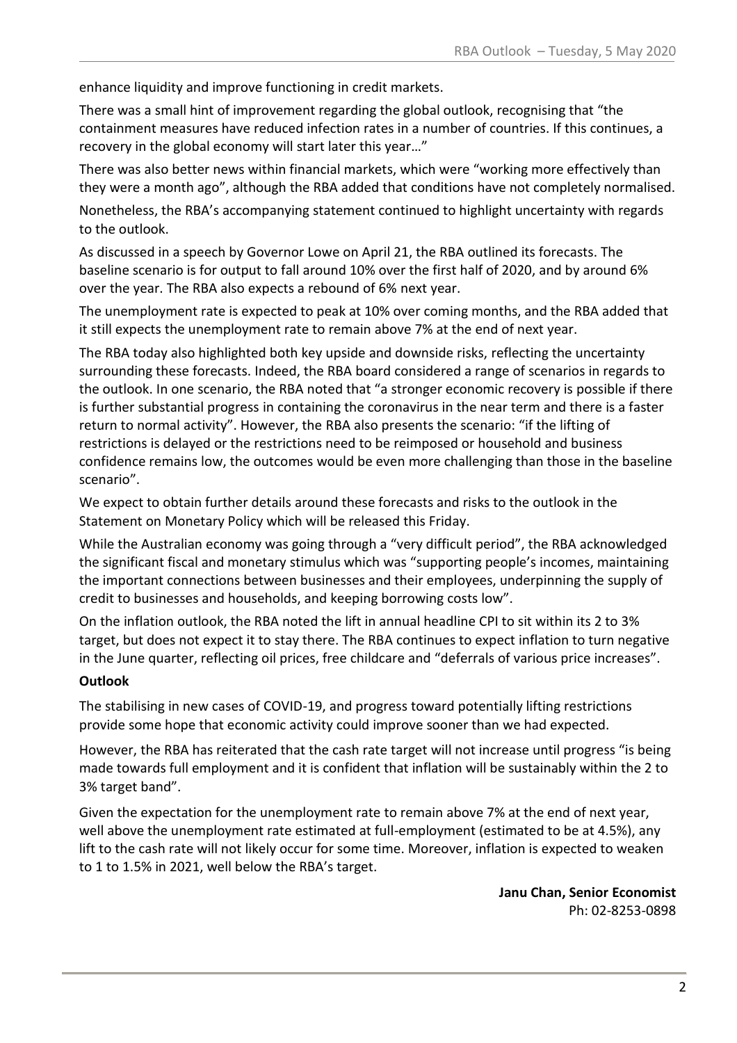enhance liquidity and improve functioning in credit markets.

There was a small hint of improvement regarding the global outlook, recognising that "the containment measures have reduced infection rates in a number of countries. If this continues, a recovery in the global economy will start later this year…"

There was also better news within financial markets, which were "working more effectively than they were a month ago", although the RBA added that conditions have not completely normalised.

Nonetheless, the RBA's accompanying statement continued to highlight uncertainty with regards to the outlook.

As discussed in a speech by Governor Lowe on April 21, the RBA outlined its forecasts. The baseline scenario is for output to fall around 10% over the first half of 2020, and by around 6% over the year. The RBA also expects a rebound of 6% next year.

The unemployment rate is expected to peak at 10% over coming months, and the RBA added that it still expects the unemployment rate to remain above 7% at the end of next year.

The RBA today also highlighted both key upside and downside risks, reflecting the uncertainty surrounding these forecasts. Indeed, the RBA board considered a range of scenarios in regards to the outlook. In one scenario, the RBA noted that "a stronger economic recovery is possible if there is further substantial progress in containing the coronavirus in the near term and there is a faster return to normal activity". However, the RBA also presents the scenario: "if the lifting of restrictions is delayed or the restrictions need to be reimposed or household and business confidence remains low, the outcomes would be even more challenging than those in the baseline scenario".

We expect to obtain further details around these forecasts and risks to the outlook in the Statement on Monetary Policy which will be released this Friday.

While the Australian economy was going through a "very difficult period", the RBA acknowledged the significant fiscal and monetary stimulus which was "supporting people's incomes, maintaining the important connections between businesses and their employees, underpinning the supply of credit to businesses and households, and keeping borrowing costs low".

On the inflation outlook, the RBA noted the lift in annual headline CPI to sit within its 2 to 3% target, but does not expect it to stay there. The RBA continues to expect inflation to turn negative in the June quarter, reflecting oil prices, free childcare and "deferrals of various price increases".

**Outlook**

The stabilising in new cases of COVID-19, and progress toward potentially lifting restrictions provide some hope that economic activity could improve sooner than we had expected.

However, the RBA has reiterated that the cash rate target will not increase until progress "is being made towards full employment and it is confident that inflation will be sustainably within the 2 to 3% target band".

Given the expectation for the unemployment rate to remain above 7% at the end of next year, well above the unemployment rate estimated at full-employment (estimated to be at 4.5%), any lift to the cash rate will not likely occur for some time. Moreover, inflation is expected to weaken to 1 to 1.5% in 2021, well below the RBA's target.

**Janu Chan, Senior Economist**
Ph: 02-8253-0898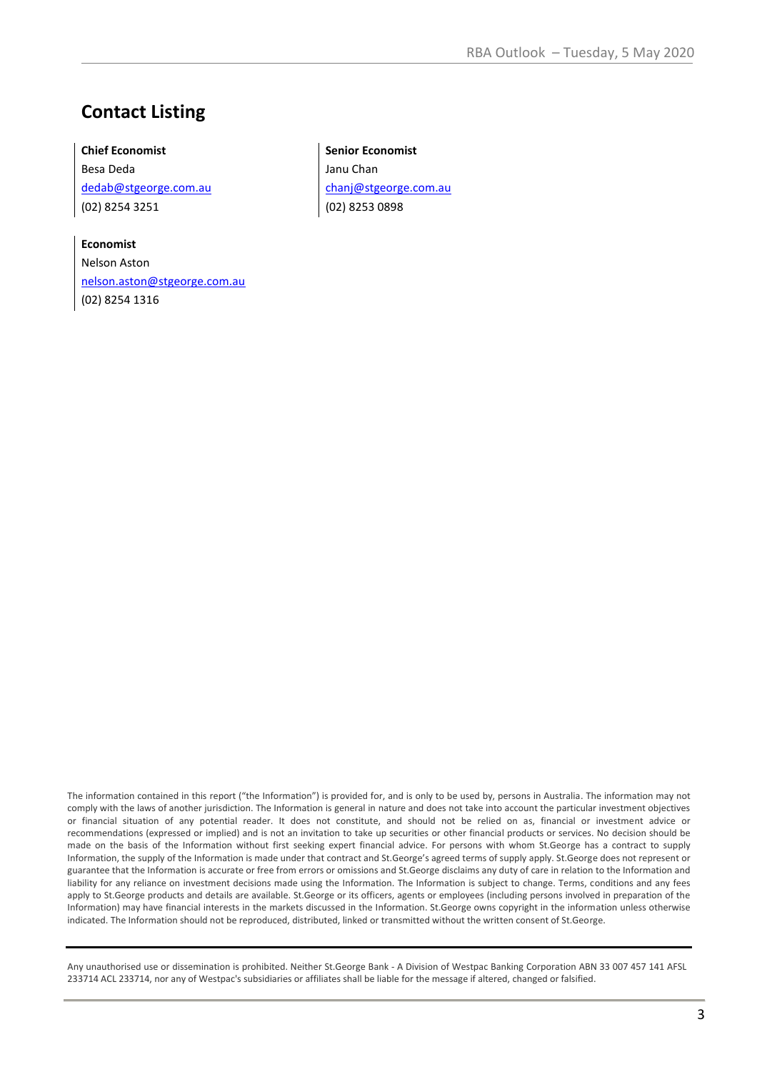## Contact Listing

**Chief Economist**
Besa Deda
dedab@stgeorge.com.au
(02) 8254 3251

**Senior Economist**
Janu Chan
chanj@stgeorge.com.au
(02) 8253 0898

**Economist**
Nelson Aston
nelson.aston@stgeorge.com.au
(02) 8254 1316

The information contained in this report ("the Information") is provided for, and is only to be used by, persons in Australia. The information may not comply with the laws of another jurisdiction. The Information is general in nature and does not take into account the particular investment objectives or financial situation of any potential reader. It does not constitute, and should not be relied on as, financial or investment advice or recommendations (expressed or implied) and is not an invitation to take up securities or other financial products or services. No decision should be made on the basis of the Information without first seeking expert financial advice. For persons with whom St.George has a contract to supply Information, the supply of the Information is made under that contract and St.George's agreed terms of supply apply. St.George does not represent or guarantee that the Information is accurate or free from errors or omissions and St.George disclaims any duty of care in relation to the Information and liability for any reliance on investment decisions made using the Information. The Information is subject to change. Terms, conditions and any fees apply to St.George products and details are available. St.George or its officers, agents or employees (including persons involved in preparation of the Information) may have financial interests in the markets discussed in the Information. St.George owns copyright in the information unless otherwise indicated. The Information should not be reproduced, distributed, linked or transmitted without the written consent of St.George.

Any unauthorised use or dissemination is prohibited. Neither St.George Bank - A Division of Westpac Banking Corporation ABN 33 007 457 141 AFSL 233714 ACL 233714, nor any of Westpac's subsidiaries or affiliates shall be liable for the message if altered, changed or falsified.